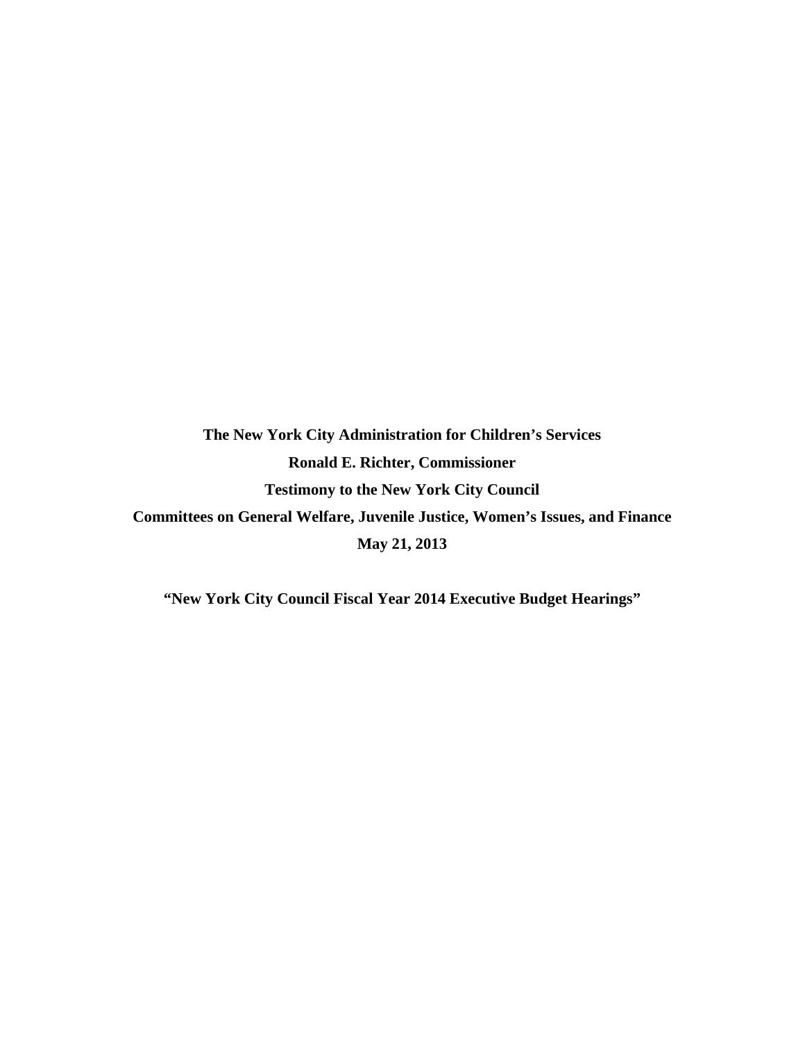**The New York City Administration for Children's Services**

**Ronald E. Richter, Commissioner**

**Testimony to the New York City Council**

**Committees on General Welfare, Juvenile Justice, Women's Issues, and Finance**

**May 21, 2013**

**"New York City Council Fiscal Year 2014 Executive Budget Hearings"**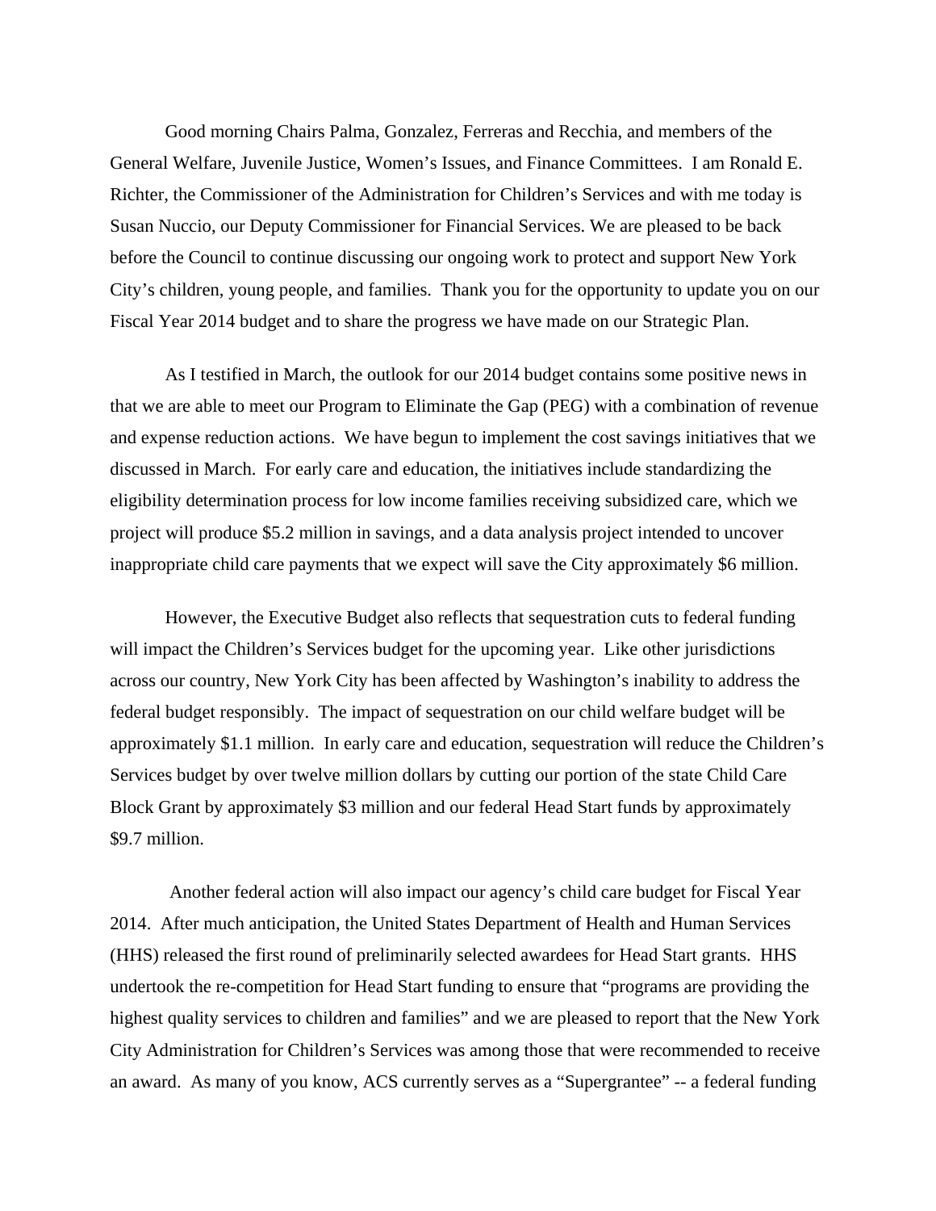Good morning Chairs Palma, Gonzalez, Ferreras and Recchia, and members of the General Welfare, Juvenile Justice, Women's Issues, and Finance Committees. I am Ronald E. Richter, the Commissioner of the Administration for Children's Services and with me today is Susan Nuccio, our Deputy Commissioner for Financial Services. We are pleased to be back before the Council to continue discussing our ongoing work to protect and support New York City's children, young people, and families. Thank you for the opportunity to update you on our Fiscal Year 2014 budget and to share the progress we have made on our Strategic Plan.

As I testified in March, the outlook for our 2014 budget contains some positive news in that we are able to meet our Program to Eliminate the Gap (PEG) with a combination of revenue and expense reduction actions. We have begun to implement the cost savings initiatives that we discussed in March. For early care and education, the initiatives include standardizing the eligibility determination process for low income families receiving subsidized care, which we project will produce $5.2 million in savings, and a data analysis project intended to uncover inappropriate child care payments that we expect will save the City approximately $6 million.

However, the Executive Budget also reflects that sequestration cuts to federal funding will impact the Children's Services budget for the upcoming year. Like other jurisdictions across our country, New York City has been affected by Washington's inability to address the federal budget responsibly. The impact of sequestration on our child welfare budget will be approximately $1.1 million. In early care and education, sequestration will reduce the Children's Services budget by over twelve million dollars by cutting our portion of the state Child Care Block Grant by approximately $3 million and our federal Head Start funds by approximately $9.7 million.

Another federal action will also impact our agency's child care budget for Fiscal Year 2014. After much anticipation, the United States Department of Health and Human Services (HHS) released the first round of preliminarily selected awardees for Head Start grants. HHS undertook the re-competition for Head Start funding to ensure that "programs are providing the highest quality services to children and families" and we are pleased to report that the New York City Administration for Children's Services was among those that were recommended to receive an award. As many of you know, ACS currently serves as a "Supergrantee" -- a federal funding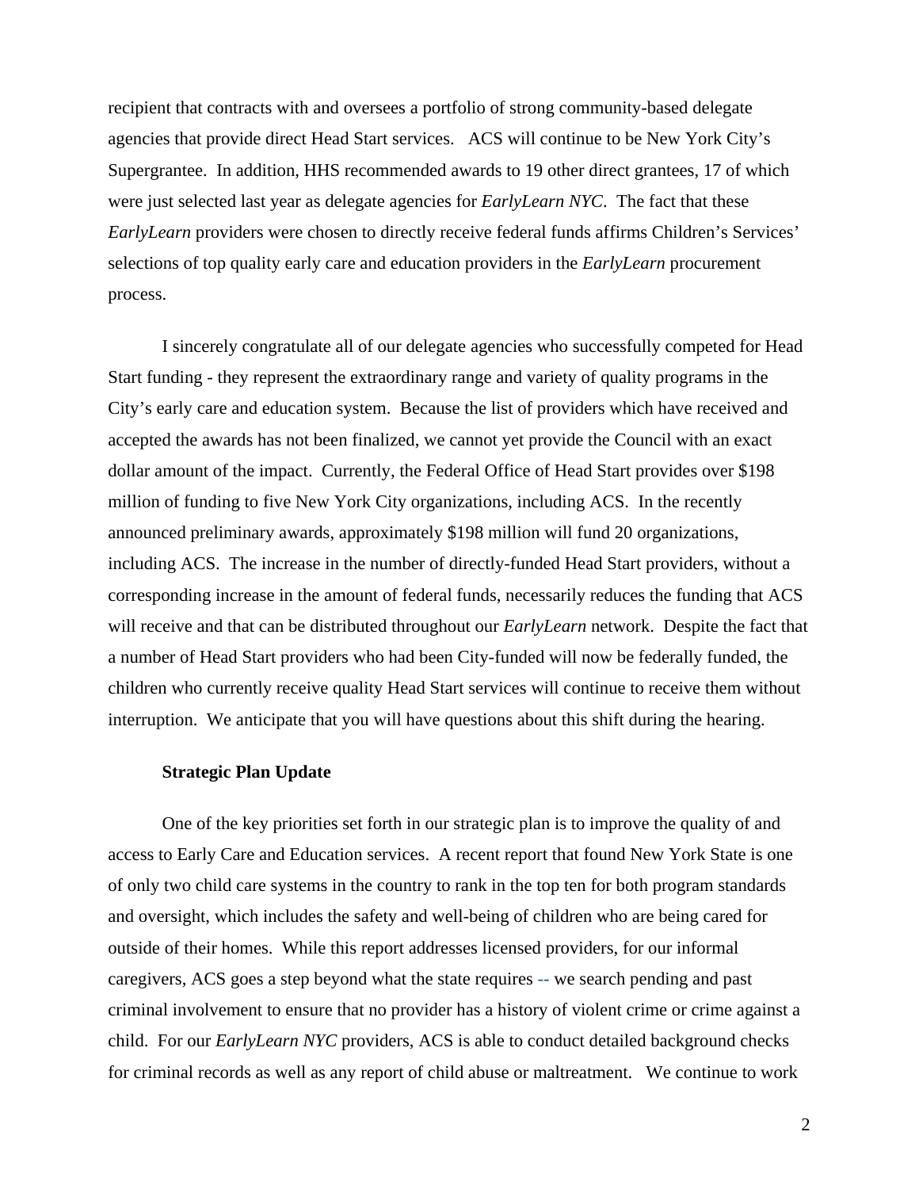recipient that contracts with and oversees a portfolio of strong community-based delegate agencies that provide direct Head Start services. ACS will continue to be New York City's Supergrantee. In addition, HHS recommended awards to 19 other direct grantees, 17 of which were just selected last year as delegate agencies for *EarlyLearn NYC*. The fact that these *EarlyLearn* providers were chosen to directly receive federal funds affirms Children's Services' selections of top quality early care and education providers in the *EarlyLearn* procurement process.

I sincerely congratulate all of our delegate agencies who successfully competed for Head Start funding - they represent the extraordinary range and variety of quality programs in the City's early care and education system. Because the list of providers which have received and accepted the awards has not been finalized, we cannot yet provide the Council with an exact dollar amount of the impact. Currently, the Federal Office of Head Start provides over $198 million of funding to five New York City organizations, including ACS. In the recently announced preliminary awards, approximately $198 million will fund 20 organizations, including ACS. The increase in the number of directly-funded Head Start providers, without a corresponding increase in the amount of federal funds, necessarily reduces the funding that ACS will receive and that can be distributed throughout our *EarlyLearn* network. Despite the fact that a number of Head Start providers who had been City-funded will now be federally funded, the children who currently receive quality Head Start services will continue to receive them without interruption. We anticipate that you will have questions about this shift during the hearing.

**Strategic Plan Update**

One of the key priorities set forth in our strategic plan is to improve the quality of and access to Early Care and Education services. A recent report that found New York State is one of only two child care systems in the country to rank in the top ten for both program standards and oversight, which includes the safety and well-being of children who are being cared for outside of their homes. While this report addresses licensed providers, for our informal caregivers, ACS goes a step beyond what the state requires -- we search pending and past criminal involvement to ensure that no provider has a history of violent crime or crime against a child. For our *EarlyLearn NYC* providers, ACS is able to conduct detailed background checks for criminal records as well as any report of child abuse or maltreatment. We continue to work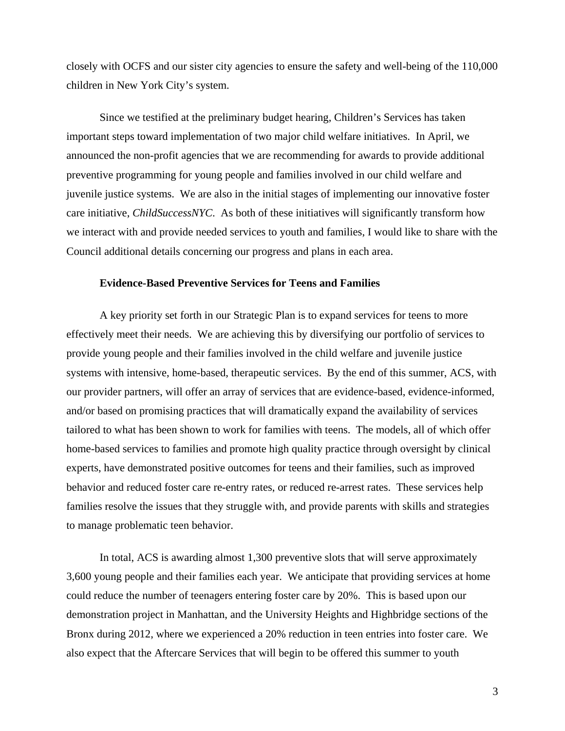closely with OCFS and our sister city agencies to ensure the safety and well-being of the 110,000 children in New York City's system.

Since we testified at the preliminary budget hearing, Children's Services has taken important steps toward implementation of two major child welfare initiatives. In April, we announced the non-profit agencies that we are recommending for awards to provide additional preventive programming for young people and families involved in our child welfare and juvenile justice systems. We are also in the initial stages of implementing our innovative foster care initiative, *ChildSuccessNYC*. As both of these initiatives will significantly transform how we interact with and provide needed services to youth and families, I would like to share with the Council additional details concerning our progress and plans in each area.

**Evidence-Based Preventive Services for Teens and Families**

A key priority set forth in our Strategic Plan is to expand services for teens to more effectively meet their needs. We are achieving this by diversifying our portfolio of services to provide young people and their families involved in the child welfare and juvenile justice systems with intensive, home-based, therapeutic services. By the end of this summer, ACS, with our provider partners, will offer an array of services that are evidence-based, evidence-informed, and/or based on promising practices that will dramatically expand the availability of services tailored to what has been shown to work for families with teens. The models, all of which offer home-based services to families and promote high quality practice through oversight by clinical experts, have demonstrated positive outcomes for teens and their families, such as improved behavior and reduced foster care re-entry rates, or reduced re-arrest rates. These services help families resolve the issues that they struggle with, and provide parents with skills and strategies to manage problematic teen behavior.

In total, ACS is awarding almost 1,300 preventive slots that will serve approximately 3,600 young people and their families each year. We anticipate that providing services at home could reduce the number of teenagers entering foster care by 20%. This is based upon our demonstration project in Manhattan, and the University Heights and Highbridge sections of the Bronx during 2012, where we experienced a 20% reduction in teen entries into foster care. We also expect that the Aftercare Services that will begin to be offered this summer to youth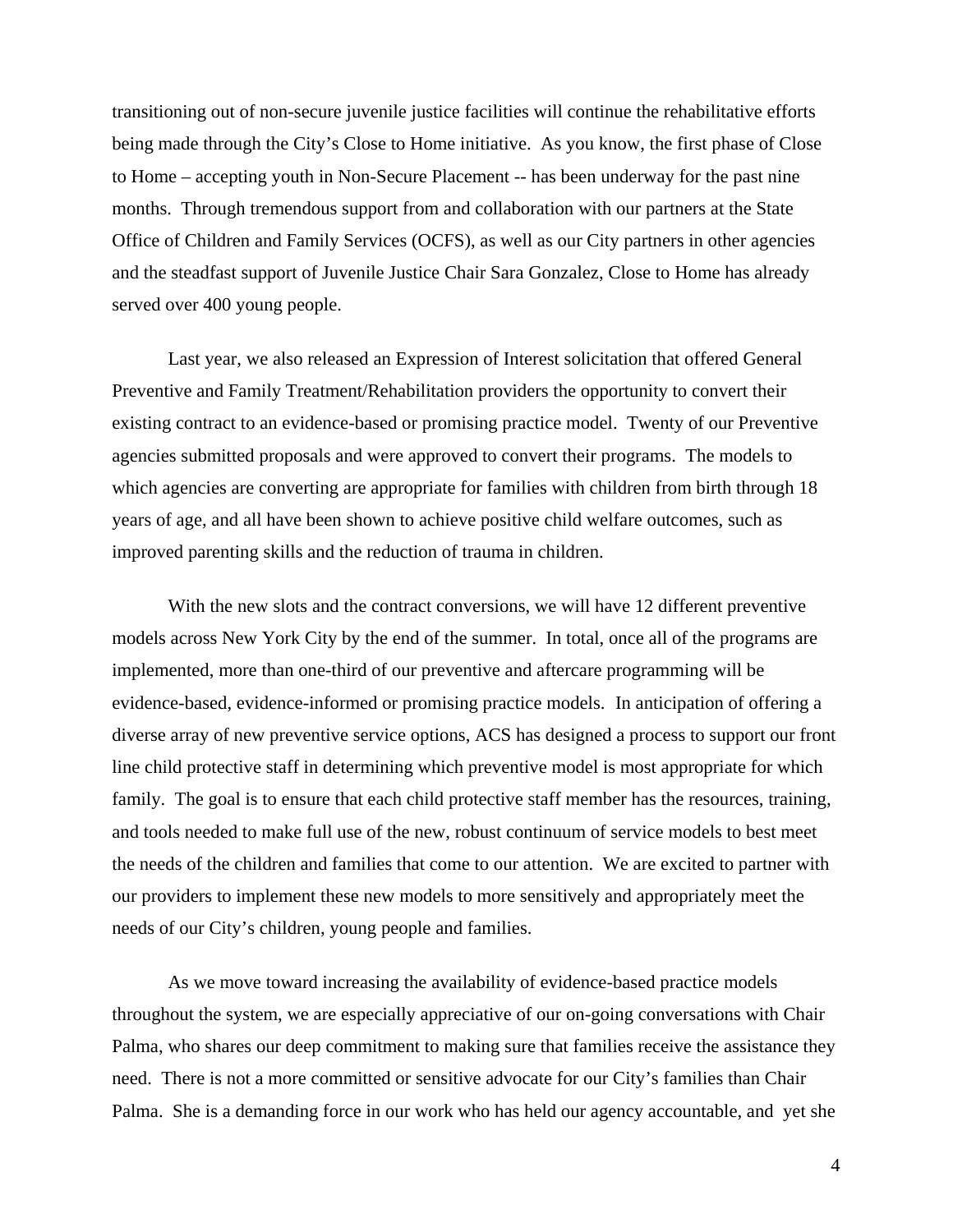transitioning out of non-secure juvenile justice facilities will continue the rehabilitative efforts being made through the City's Close to Home initiative. As you know, the first phase of Close to Home – accepting youth in Non-Secure Placement -- has been underway for the past nine months. Through tremendous support from and collaboration with our partners at the State Office of Children and Family Services (OCFS), as well as our City partners in other agencies and the steadfast support of Juvenile Justice Chair Sara Gonzalez, Close to Home has already served over 400 young people.

Last year, we also released an Expression of Interest solicitation that offered General Preventive and Family Treatment/Rehabilitation providers the opportunity to convert their existing contract to an evidence-based or promising practice model. Twenty of our Preventive agencies submitted proposals and were approved to convert their programs. The models to which agencies are converting are appropriate for families with children from birth through 18 years of age, and all have been shown to achieve positive child welfare outcomes, such as improved parenting skills and the reduction of trauma in children.

With the new slots and the contract conversions, we will have 12 different preventive models across New York City by the end of the summer. In total, once all of the programs are implemented, more than one-third of our preventive and aftercare programming will be evidence-based, evidence-informed or promising practice models. In anticipation of offering a diverse array of new preventive service options, ACS has designed a process to support our front line child protective staff in determining which preventive model is most appropriate for which family. The goal is to ensure that each child protective staff member has the resources, training, and tools needed to make full use of the new, robust continuum of service models to best meet the needs of the children and families that come to our attention. We are excited to partner with our providers to implement these new models to more sensitively and appropriately meet the needs of our City's children, young people and families.

As we move toward increasing the availability of evidence-based practice models throughout the system, we are especially appreciative of our on-going conversations with Chair Palma, who shares our deep commitment to making sure that families receive the assistance they need. There is not a more committed or sensitive advocate for our City's families than Chair Palma. She is a demanding force in our work who has held our agency accountable, and yet she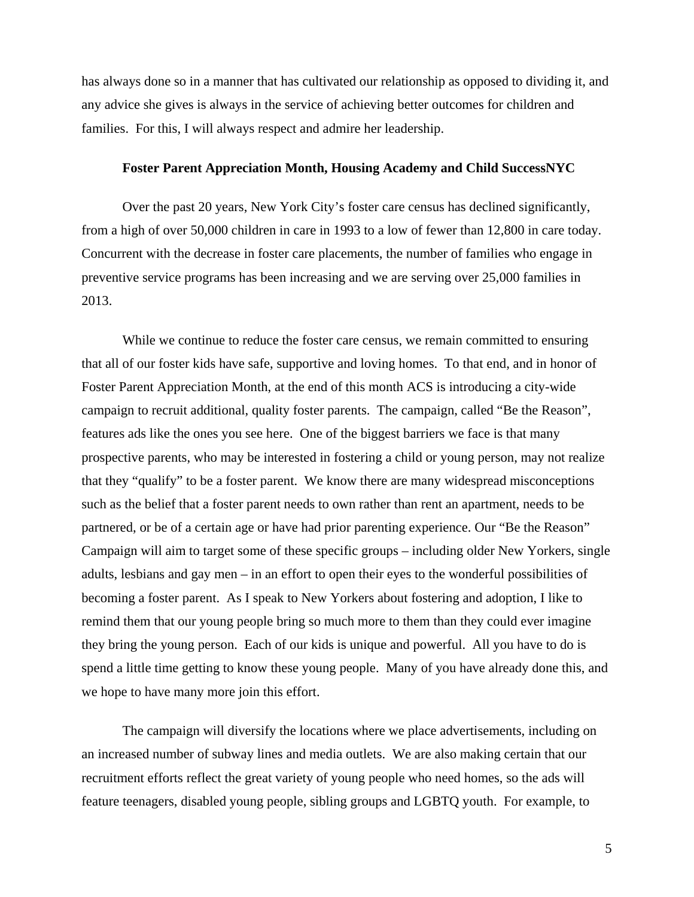has always done so in a manner that has cultivated our relationship as opposed to dividing it, and any advice she gives is always in the service of achieving better outcomes for children and families. For this, I will always respect and admire her leadership.

**Foster Parent Appreciation Month, Housing Academy and Child SuccessNYC**

Over the past 20 years, New York City's foster care census has declined significantly, from a high of over 50,000 children in care in 1993 to a low of fewer than 12,800 in care today. Concurrent with the decrease in foster care placements, the number of families who engage in preventive service programs has been increasing and we are serving over 25,000 families in 2013.

While we continue to reduce the foster care census, we remain committed to ensuring that all of our foster kids have safe, supportive and loving homes. To that end, and in honor of Foster Parent Appreciation Month, at the end of this month ACS is introducing a city-wide campaign to recruit additional, quality foster parents. The campaign, called "Be the Reason", features ads like the ones you see here. One of the biggest barriers we face is that many prospective parents, who may be interested in fostering a child or young person, may not realize that they "qualify" to be a foster parent. We know there are many widespread misconceptions such as the belief that a foster parent needs to own rather than rent an apartment, needs to be partnered, or be of a certain age or have had prior parenting experience. Our "Be the Reason" Campaign will aim to target some of these specific groups – including older New Yorkers, single adults, lesbians and gay men – in an effort to open their eyes to the wonderful possibilities of becoming a foster parent. As I speak to New Yorkers about fostering and adoption, I like to remind them that our young people bring so much more to them than they could ever imagine they bring the young person. Each of our kids is unique and powerful. All you have to do is spend a little time getting to know these young people. Many of you have already done this, and we hope to have many more join this effort.

The campaign will diversify the locations where we place advertisements, including on an increased number of subway lines and media outlets. We are also making certain that our recruitment efforts reflect the great variety of young people who need homes, so the ads will feature teenagers, disabled young people, sibling groups and LGBTQ youth. For example, to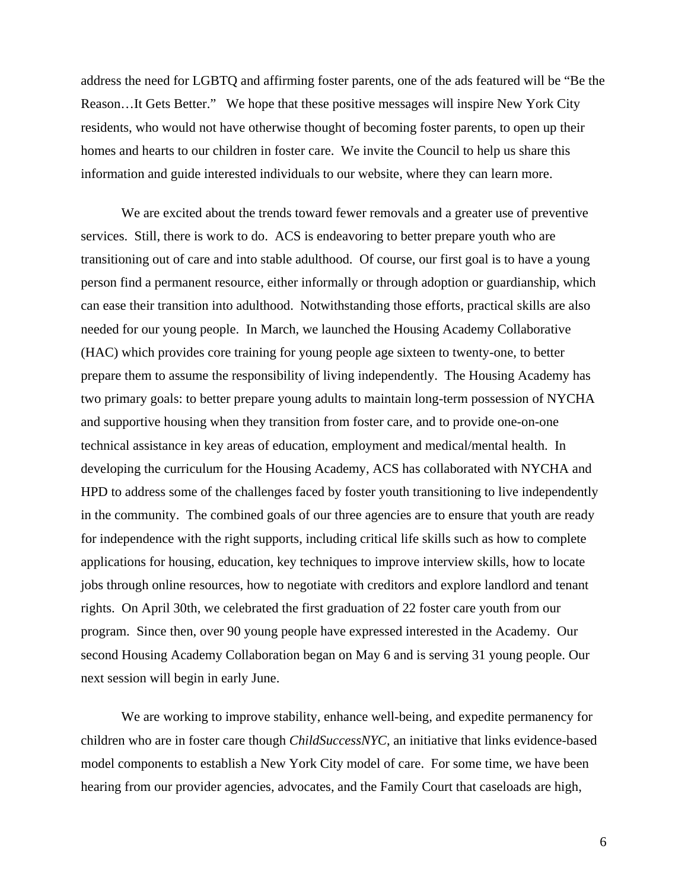address the need for LGBTQ and affirming foster parents, one of the ads featured will be "Be the Reason…It Gets Better." We hope that these positive messages will inspire New York City residents, who would not have otherwise thought of becoming foster parents, to open up their homes and hearts to our children in foster care. We invite the Council to help us share this information and guide interested individuals to our website, where they can learn more.

We are excited about the trends toward fewer removals and a greater use of preventive services. Still, there is work to do. ACS is endeavoring to better prepare youth who are transitioning out of care and into stable adulthood. Of course, our first goal is to have a young person find a permanent resource, either informally or through adoption or guardianship, which can ease their transition into adulthood. Notwithstanding those efforts, practical skills are also needed for our young people. In March, we launched the Housing Academy Collaborative (HAC) which provides core training for young people age sixteen to twenty-one, to better prepare them to assume the responsibility of living independently. The Housing Academy has two primary goals: to better prepare young adults to maintain long-term possession of NYCHA and supportive housing when they transition from foster care, and to provide one-on-one technical assistance in key areas of education, employment and medical/mental health. In developing the curriculum for the Housing Academy, ACS has collaborated with NYCHA and HPD to address some of the challenges faced by foster youth transitioning to live independently in the community. The combined goals of our three agencies are to ensure that youth are ready for independence with the right supports, including critical life skills such as how to complete applications for housing, education, key techniques to improve interview skills, how to locate jobs through online resources, how to negotiate with creditors and explore landlord and tenant rights. On April 30th, we celebrated the first graduation of 22 foster care youth from our program. Since then, over 90 young people have expressed interested in the Academy. Our second Housing Academy Collaboration began on May 6 and is serving 31 young people. Our next session will begin in early June.

We are working to improve stability, enhance well-being, and expedite permanency for children who are in foster care though *ChildSuccessNYC*, an initiative that links evidence-based model components to establish a New York City model of care. For some time, we have been hearing from our provider agencies, advocates, and the Family Court that caseloads are high,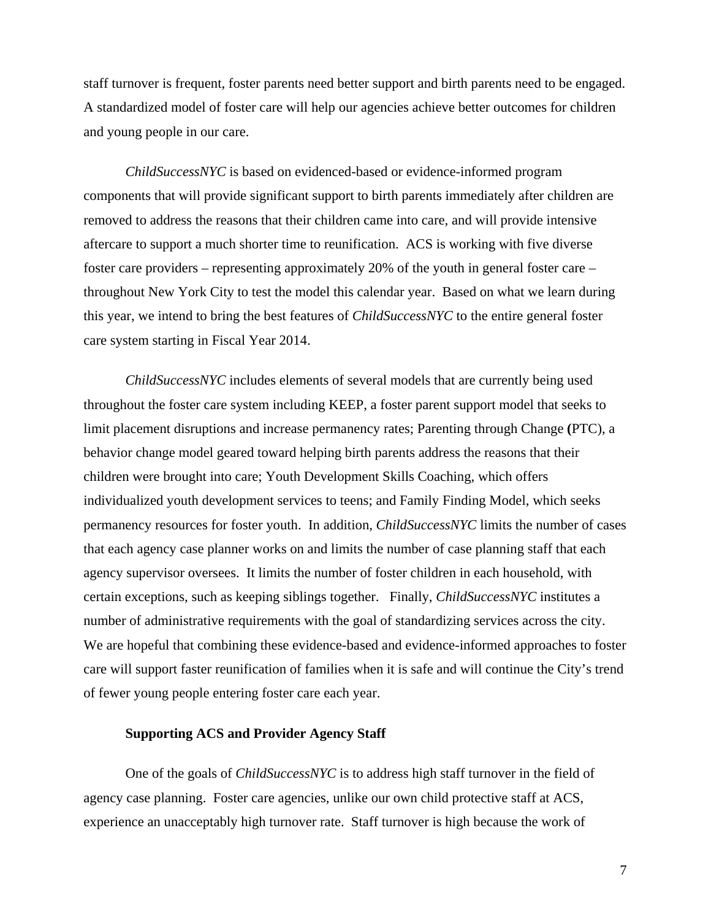staff turnover is frequent, foster parents need better support and birth parents need to be engaged. A standardized model of foster care will help our agencies achieve better outcomes for children and young people in our care.

*ChildSuccessNYC* is based on evidenced-based or evidence-informed program components that will provide significant support to birth parents immediately after children are removed to address the reasons that their children came into care, and will provide intensive aftercare to support a much shorter time to reunification. ACS is working with five diverse foster care providers – representing approximately 20% of the youth in general foster care – throughout New York City to test the model this calendar year. Based on what we learn during this year, we intend to bring the best features of *ChildSuccessNYC* to the entire general foster care system starting in Fiscal Year 2014.

*ChildSuccessNYC* includes elements of several models that are currently being used throughout the foster care system including KEEP, a foster parent support model that seeks to limit placement disruptions and increase permanency rates; Parenting through Change **(**PTC), a behavior change model geared toward helping birth parents address the reasons that their children were brought into care; Youth Development Skills Coaching, which offers individualized youth development services to teens; and Family Finding Model, which seeks permanency resources for foster youth. In addition, *ChildSuccessNYC* limits the number of cases that each agency case planner works on and limits the number of case planning staff that each agency supervisor oversees. It limits the number of foster children in each household, with certain exceptions, such as keeping siblings together. Finally, *ChildSuccessNYC* institutes a number of administrative requirements with the goal of standardizing services across the city. We are hopeful that combining these evidence-based and evidence-informed approaches to foster care will support faster reunification of families when it is safe and will continue the City's trend of fewer young people entering foster care each year.

**Supporting ACS and Provider Agency Staff**

One of the goals of *ChildSuccessNYC* is to address high staff turnover in the field of agency case planning. Foster care agencies, unlike our own child protective staff at ACS, experience an unacceptably high turnover rate. Staff turnover is high because the work of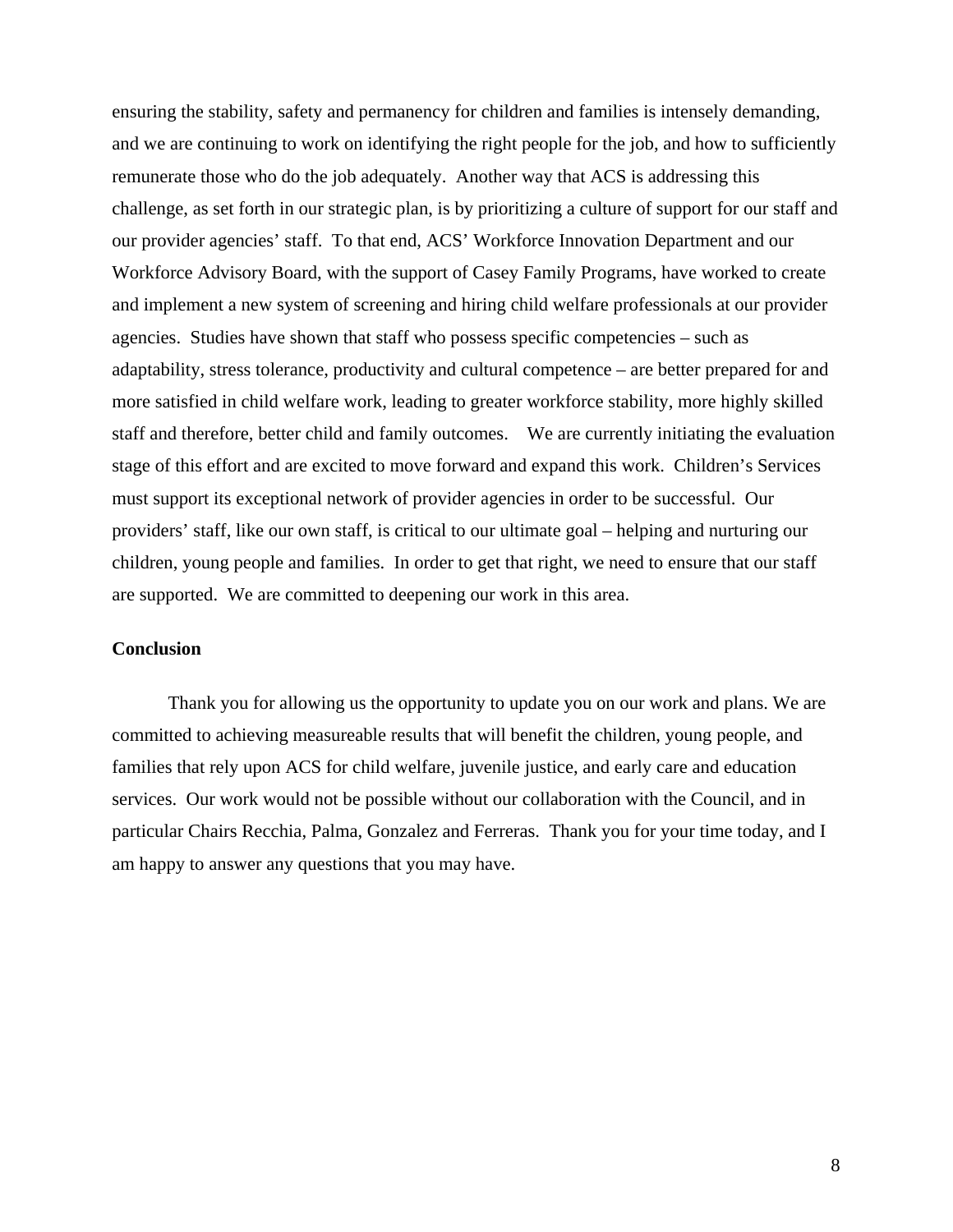ensuring the stability, safety and permanency for children and families is intensely demanding, and we are continuing to work on identifying the right people for the job, and how to sufficiently remunerate those who do the job adequately. Another way that ACS is addressing this challenge, as set forth in our strategic plan, is by prioritizing a culture of support for our staff and our provider agencies' staff. To that end, ACS' Workforce Innovation Department and our Workforce Advisory Board, with the support of Casey Family Programs, have worked to create and implement a new system of screening and hiring child welfare professionals at our provider agencies. Studies have shown that staff who possess specific competencies – such as adaptability, stress tolerance, productivity and cultural competence – are better prepared for and more satisfied in child welfare work, leading to greater workforce stability, more highly skilled staff and therefore, better child and family outcomes. We are currently initiating the evaluation stage of this effort and are excited to move forward and expand this work. Children's Services must support its exceptional network of provider agencies in order to be successful. Our providers' staff, like our own staff, is critical to our ultimate goal – helping and nurturing our children, young people and families. In order to get that right, we need to ensure that our staff are supported. We are committed to deepening our work in this area.

**Conclusion**

Thank you for allowing us the opportunity to update you on our work and plans. We are committed to achieving measureable results that will benefit the children, young people, and families that rely upon ACS for child welfare, juvenile justice, and early care and education services. Our work would not be possible without our collaboration with the Council, and in particular Chairs Recchia, Palma, Gonzalez and Ferreras. Thank you for your time today, and I am happy to answer any questions that you may have.